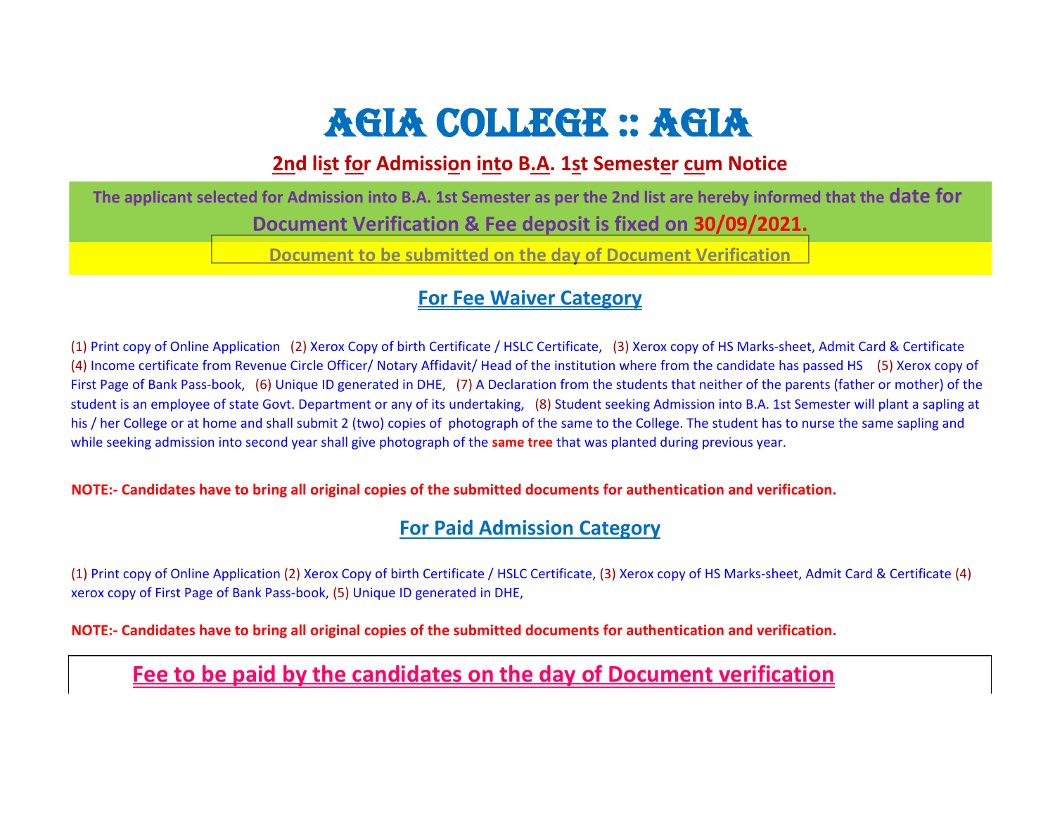# AGIA COLLEGE :: AGIA

## 2nd list for Admission into B.A. 1st Semester cum Notice

**The applicant selected for Admission into B.A. 1st Semester as per the 2nd list are hereby informed that the date for Document Verification & Fee deposit is fixed on 30/09/2021.**

**Document to be submitted on the day of Document Verification**

### For Fee Waiver Category

(1) Print copy of Online Application (2) Xerox Copy of birth Certificate / HSLC Certificate, (3) Xerox copy of HS Marks-sheet, Admit Card & Certificate (4) Income certificate from Revenue Circle Officer/ Notary Affidavit/ Head of the institution where from the candidate has passed HS (5) Xerox copy of First Page of Bank Pass-book, (6) Unique ID generated in DHE, (7) A Declaration from the students that neither of the parents (father or mother) of the student is an employee of state Govt. Department or any of its undertaking, (8) Student seeking Admission into B.A. 1st Semester will plant a sapling at his / her College or at home and shall submit 2 (two) copies of photograph of the same to the College. The student has to nurse the same sapling and while seeking admission into second year shall give photograph of the **same tree** that was planted during previous year.

**NOTE:- Candidates have to bring all original copies of the submitted documents for authentication and verification.**

### For Paid Admission Category

(1) Print copy of Online Application (2) Xerox Copy of birth Certificate / HSLC Certificate, (3) Xerox copy of HS Marks-sheet, Admit Card & Certificate (4) xerox copy of First Page of Bank Pass-book, (5) Unique ID generated in DHE,

**NOTE:- Candidates have to bring all original copies of the submitted documents for authentication and verification.**

## Fee to be paid by the candidates on the day of Document verification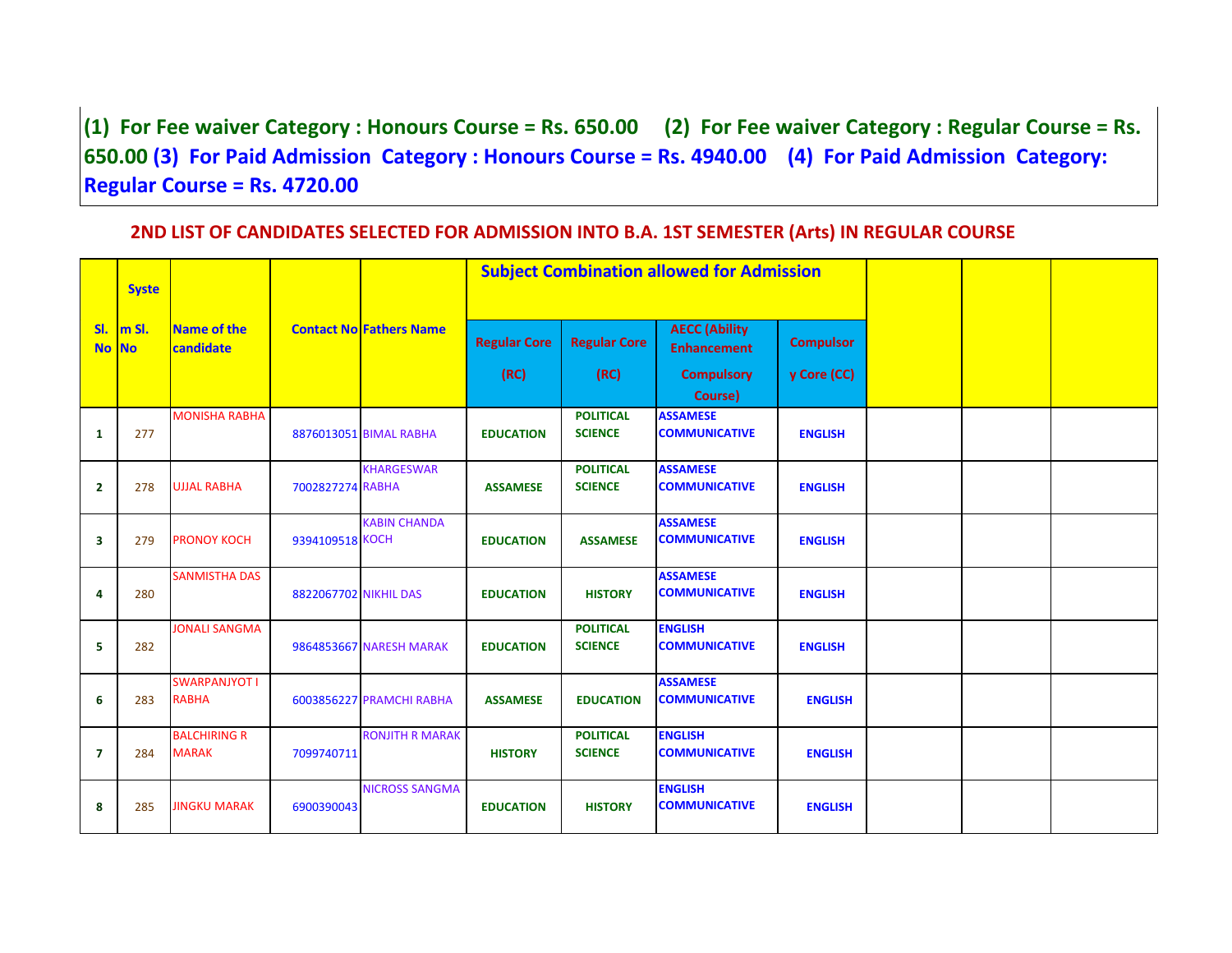**(1) For Fee waiver Category : Honours Course = Rs. 650.00 (2) For Fee waiver Category : Regular Course = Rs. 650.00 (3) For Paid Admission Category : Honours Course = Rs. 4940.00 (4) For Paid Admission Category: Regular Course = Rs. 4720.00**

## 2ND LIST OF CANDIDATES SELECTED FOR ADMISSION INTO B.A. 1ST SEMESTER (Arts) IN REGULAR COURSE

| Sl. No | System Sl. No | Name of the candidate | Contact No | Fathers Name | Subject Combination allowed for Admission | | | | | | |
|---|---|---|---|---|---|---|---|---|---|---|---|
| | | | | | Regular Core (RC) | Regular Core (RC) | AECC (Ability Enhancement Compulsory Course) | Compulsory Core (CC) | | | |
| 1 | 277 | MONISHA RABHA | 8876013051 | BIMAL RABHA | EDUCATION | POLITICAL SCIENCE | ASSAMESE COMMUNICATIVE | ENGLISH | | | |
| 2 | 278 | UJJAL RABHA | 7002827274 | KHARGESWAR RABHA | ASSAMESE | POLITICAL SCIENCE | ASSAMESE COMMUNICATIVE | ENGLISH | | | |
| 3 | 279 | PRONOY KOCH | 9394109518 | KABIN CHANDA KOCH | EDUCATION | ASSAMESE | ASSAMESE COMMUNICATIVE | ENGLISH | | | |
| 4 | 280 | SANMISTHA DAS | 8822067702 | NIKHIL DAS | EDUCATION | HISTORY | ASSAMESE COMMUNICATIVE | ENGLISH | | | |
| 5 | 282 | JONALI SANGMA | 9864853667 | NARESH MARAK | EDUCATION | POLITICAL SCIENCE | ENGLISH COMMUNICATIVE | ENGLISH | | | |
| 6 | 283 | SWARPANJYOTI RABHA | 6003856227 | PRAMCHI RABHA | ASSAMESE | EDUCATION | ASSAMESE COMMUNICATIVE | ENGLISH | | | |
| 7 | 284 | BALCHIRING R MARAK | 7099740711 | RONJITH R MARAK | HISTORY | POLITICAL SCIENCE | ENGLISH COMMUNICATIVE | ENGLISH | | | |
| 8 | 285 | JINGKU MARAK | 6900390043 | NICROSS SANGMA | EDUCATION | HISTORY | ENGLISH COMMUNICATIVE | ENGLISH | | | |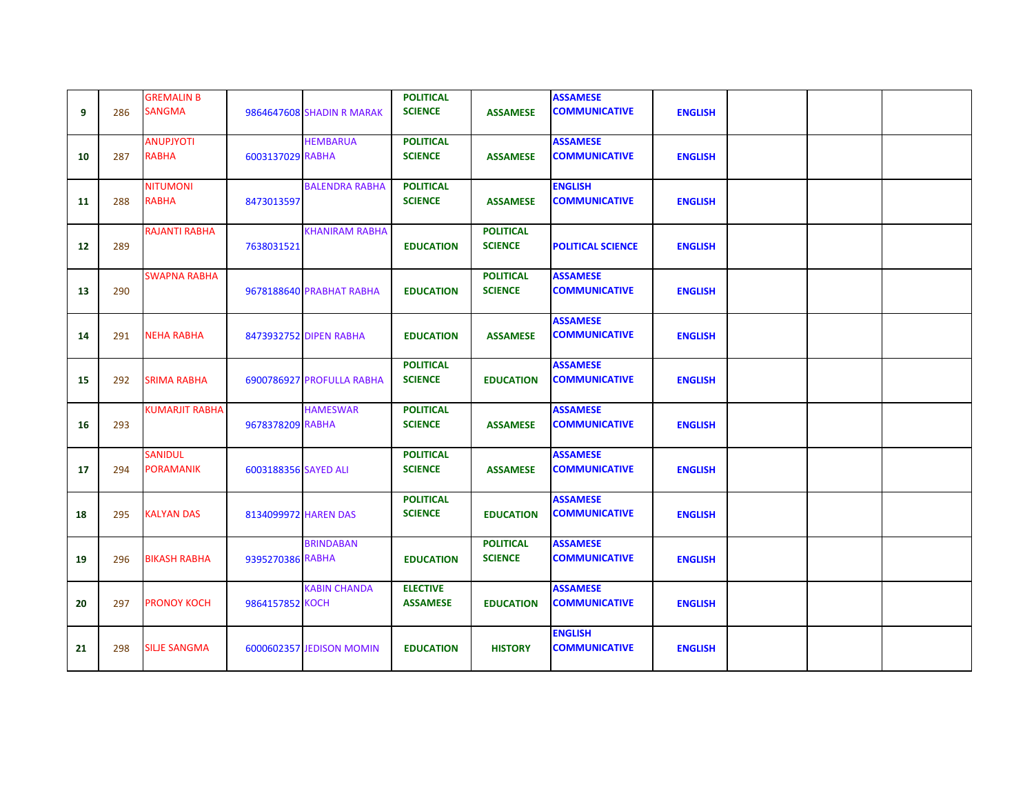| | | | | | | | | | | | |
|---|---|---|---|---|---|---|---|---|---|---|---|
| 9 | 286 | GREMALIN B SANGMA | 9864647608 | SHADIN R MARAK | POLITICAL SCIENCE | ASSAMESE | ASSAMESE COMMUNICATIVE | ENGLISH | | | |
| 10 | 287 | ANUPJYOTI RABHA | 6003137029 | HEMBARUA RABHA | POLITICAL SCIENCE | ASSAMESE | ASSAMESE COMMUNICATIVE | ENGLISH | | | |
| 11 | 288 | NITUMONI RABHA | 8473013597 | BALENDRA RABHA | POLITICAL SCIENCE | ASSAMESE | ENGLISH COMMUNICATIVE | ENGLISH | | | |
| 12 | 289 | RAJANTI RABHA | 7638031521 | KHANIRAM RABHA | EDUCATION | POLITICAL SCIENCE | POLITICAL SCIENCE | ENGLISH | | | |
| 13 | 290 | SWAPNA RABHA | 9678188640 | PRABHAT RABHA | EDUCATION | POLITICAL SCIENCE | ASSAMESE COMMUNICATIVE | ENGLISH | | | |
| 14 | 291 | NEHA RABHA | 8473932752 | DIPEN RABHA | EDUCATION | ASSAMESE | ASSAMESE COMMUNICATIVE | ENGLISH | | | |
| 15 | 292 | SRIMA RABHA | 6900786927 | PROFULLA RABHA | POLITICAL SCIENCE | EDUCATION | ASSAMESE COMMUNICATIVE | ENGLISH | | | |
| 16 | 293 | KUMARJIT RABHA | 9678378209 | HAMESWAR RABHA | POLITICAL SCIENCE | ASSAMESE | ASSAMESE COMMUNICATIVE | ENGLISH | | | |
| 17 | 294 | SANIDUL PORAMANIK | 6003188356 | SAYED ALI | POLITICAL SCIENCE | ASSAMESE | ASSAMESE COMMUNICATIVE | ENGLISH | | | |
| 18 | 295 | KALYAN DAS | 8134099972 | HAREN DAS | POLITICAL SCIENCE | EDUCATION | ASSAMESE COMMUNICATIVE | ENGLISH | | | |
| 19 | 296 | BIKASH RABHA | 9395270386 | BRINDABAN RABHA | EDUCATION | POLITICAL SCIENCE | ASSAMESE COMMUNICATIVE | ENGLISH | | | |
| 20 | 297 | PRONOY KOCH | 9864157852 | KABIN CHANDA KOCH | ELECTIVE ASSAMESE | EDUCATION | ASSAMESE COMMUNICATIVE | ENGLISH | | | |
| 21 | 298 | SILJE SANGMA | 6000602357 | JEDISON MOMIN | EDUCATION | HISTORY | ENGLISH COMMUNICATIVE | ENGLISH | | | |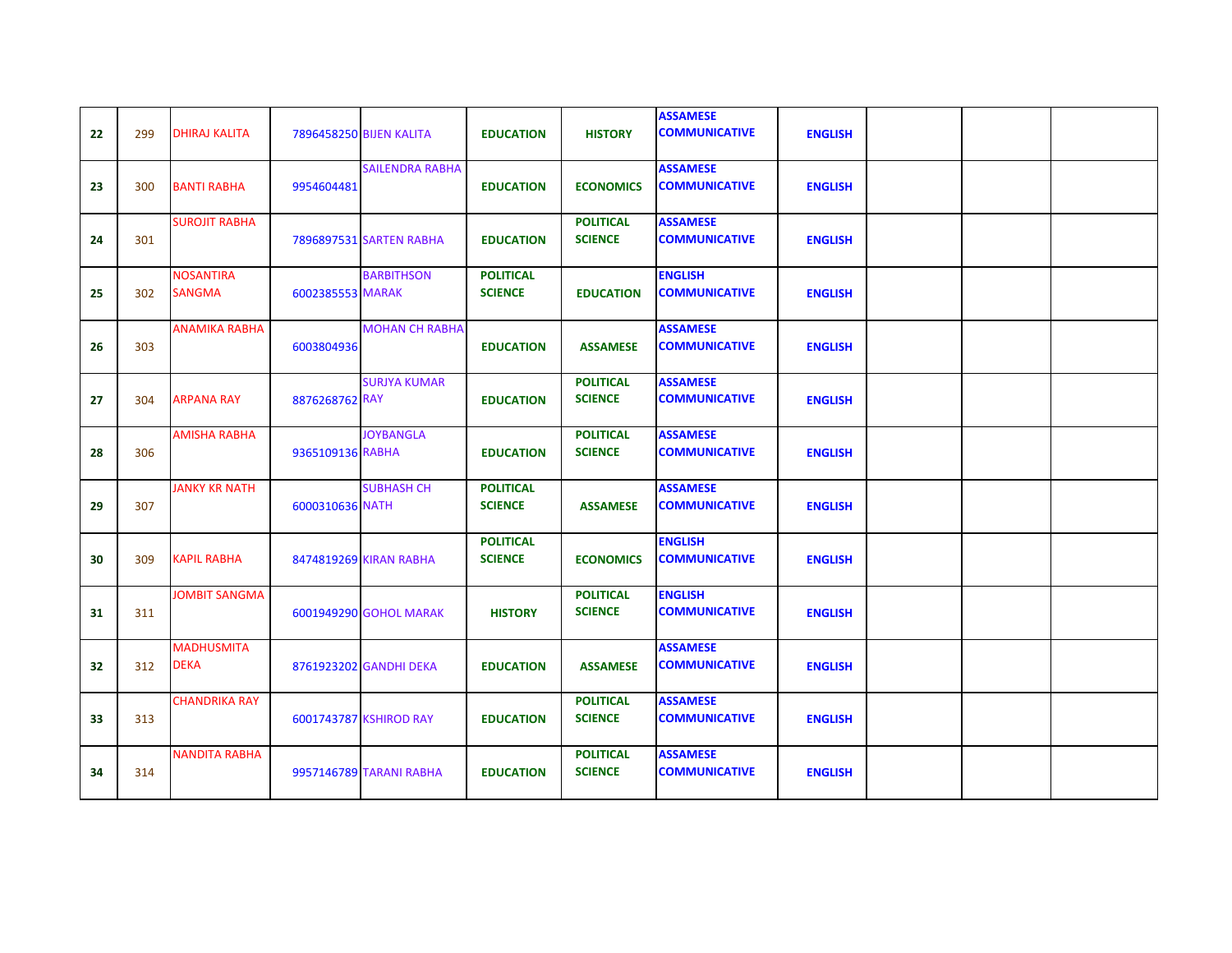| | | | | | | | | | | | |
|---|---|---|---|---|---|---|---|---|---|---|---|
| **22** | 299 | DHIRAJ KALITA | 7896458250 | BIJEN KALITA | **EDUCATION** | **HISTORY** | **ASSAMESE COMMUNICATIVE** | **ENGLISH** | | | |
| **23** | 300 | BANTI RABHA | 9954604481 | SAILENDRA RABHA | **EDUCATION** | **ECONOMICS** | **ASSAMESE COMMUNICATIVE** | **ENGLISH** | | | |
| **24** | 301 | SUROJIT RABHA | 7896897531 | SARTEN RABHA | **EDUCATION** | **POLITICAL SCIENCE** | **ASSAMESE COMMUNICATIVE** | **ENGLISH** | | | |
| **25** | 302 | NOSANTIRA SANGMA | 6002385553 | BARBITHSON MARAK | **POLITICAL SCIENCE** | **EDUCATION** | **ENGLISH COMMUNICATIVE** | **ENGLISH** | | | |
| **26** | 303 | ANAMIKA RABHA | 6003804936 | MOHAN CH RABHA | **EDUCATION** | **ASSAMESE** | **ASSAMESE COMMUNICATIVE** | **ENGLISH** | | | |
| **27** | 304 | ARPANA RAY | 8876268762 | SURJYA KUMAR RAY | **EDUCATION** | **POLITICAL SCIENCE** | **ASSAMESE COMMUNICATIVE** | **ENGLISH** | | | |
| **28** | 306 | AMISHA RABHA | 9365109136 | JOYBANGLA RABHA | **EDUCATION** | **POLITICAL SCIENCE** | **ASSAMESE COMMUNICATIVE** | **ENGLISH** | | | |
| **29** | 307 | JANKY KR NATH | 6000310636 | SUBHASH CH NATH | **POLITICAL SCIENCE** | **ASSAMESE** | **ASSAMESE COMMUNICATIVE** | **ENGLISH** | | | |
| **30** | 309 | KAPIL RABHA | 8474819269 | KIRAN RABHA | **POLITICAL SCIENCE** | **ECONOMICS** | **ENGLISH COMMUNICATIVE** | **ENGLISH** | | | |
| **31** | 311 | JOMBIT SANGMA | 6001949290 | GOHOL MARAK | **HISTORY** | **POLITICAL SCIENCE** | **ENGLISH COMMUNICATIVE** | **ENGLISH** | | | |
| **32** | 312 | MADHUSMITA DEKA | 8761923202 | GANDHI DEKA | **EDUCATION** | **ASSAMESE** | **ASSAMESE COMMUNICATIVE** | **ENGLISH** | | | |
| **33** | 313 | CHANDRIKA RAY | 6001743787 | KSHIROD RAY | **EDUCATION** | **POLITICAL SCIENCE** | **ASSAMESE COMMUNICATIVE** | **ENGLISH** | | | |
| **34** | 314 | NANDITA RABHA | 9957146789 | TARANI RABHA | **EDUCATION** | **POLITICAL SCIENCE** | **ASSAMESE COMMUNICATIVE** | **ENGLISH** | | | |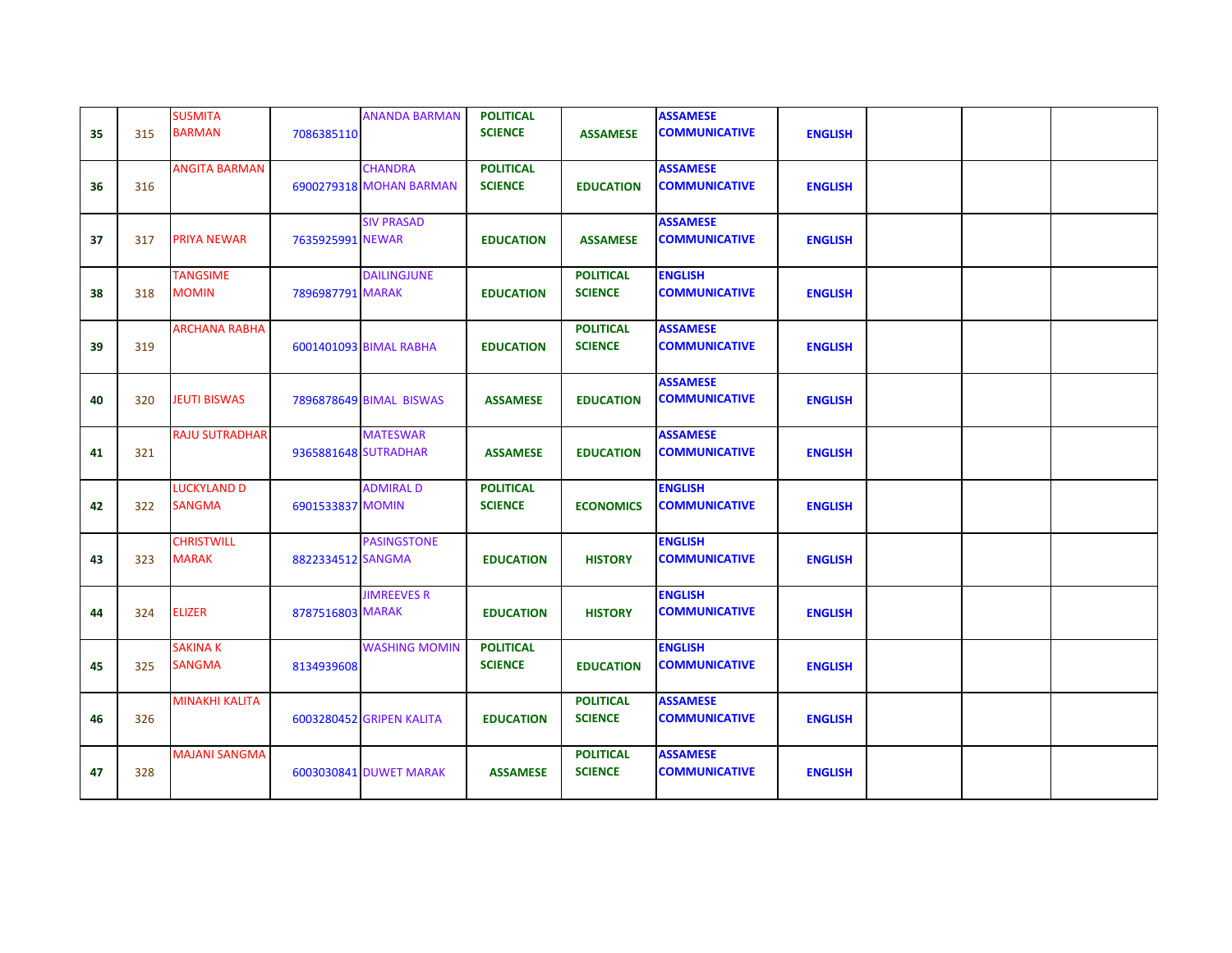| | | | | | | | | | | | |
|---|---|---|---|---|---|---|---|---|---|---|---|
| **35** | 315 | SUSMITA BARMAN | 7086385110 | ANANDA BARMAN | **POLITICAL SCIENCE** | **ASSAMESE** | **ASSAMESE COMMUNICATIVE** | **ENGLISH** | | | |
| **36** | 316 | ANGITA BARMAN | 6900279318 | CHANDRA MOHAN BARMAN | **POLITICAL SCIENCE** | **EDUCATION** | **ASSAMESE COMMUNICATIVE** | **ENGLISH** | | | |
| **37** | 317 | PRIYA NEWAR | 7635925991 | SIV PRASAD NEWAR | **EDUCATION** | **ASSAMESE** | **ASSAMESE COMMUNICATIVE** | **ENGLISH** | | | |
| **38** | 318 | TANGSIME MOMIN | 7896987791 | DAILINGJUNE MARAK | **EDUCATION** | **POLITICAL SCIENCE** | **ENGLISH COMMUNICATIVE** | **ENGLISH** | | | |
| **39** | 319 | ARCHANA RABHA | 6001401093 | BIMAL RABHA | **EDUCATION** | **POLITICAL SCIENCE** | **ASSAMESE COMMUNICATIVE** | **ENGLISH** | | | |
| **40** | 320 | JEUTI BISWAS | 7896878649 | BIMAL BISWAS | **ASSAMESE** | **EDUCATION** | **ASSAMESE COMMUNICATIVE** | **ENGLISH** | | | |
| **41** | 321 | RAJU SUTRADHAR | 9365881648 | MATESWAR SUTRADHAR | **ASSAMESE** | **EDUCATION** | **ASSAMESE COMMUNICATIVE** | **ENGLISH** | | | |
| **42** | 322 | LUCKYLAND D SANGMA | 6901533837 | ADMIRAL D MOMIN | **POLITICAL SCIENCE** | **ECONOMICS** | **ENGLISH COMMUNICATIVE** | **ENGLISH** | | | |
| **43** | 323 | CHRISTWILL MARAK | 8822334512 | PASINGSTONE SANGMA | **EDUCATION** | **HISTORY** | **ENGLISH COMMUNICATIVE** | **ENGLISH** | | | |
| **44** | 324 | ELIZER | 8787516803 | JIMREEVES R MARAK | **EDUCATION** | **HISTORY** | **ENGLISH COMMUNICATIVE** | **ENGLISH** | | | |
| **45** | 325 | SAKINA K SANGMA | 8134939608 | WASHING MOMIN | **POLITICAL SCIENCE** | **EDUCATION** | **ENGLISH COMMUNICATIVE** | **ENGLISH** | | | |
| **46** | 326 | MINAKHI KALITA | 6003280452 | GRIPEN KALITA | **EDUCATION** | **POLITICAL SCIENCE** | **ASSAMESE COMMUNICATIVE** | **ENGLISH** | | | |
| **47** | 328 | MAJANI SANGMA | 6003030841 | DUWET MARAK | **ASSAMESE** | **POLITICAL SCIENCE** | **ASSAMESE COMMUNICATIVE** | **ENGLISH** | | | |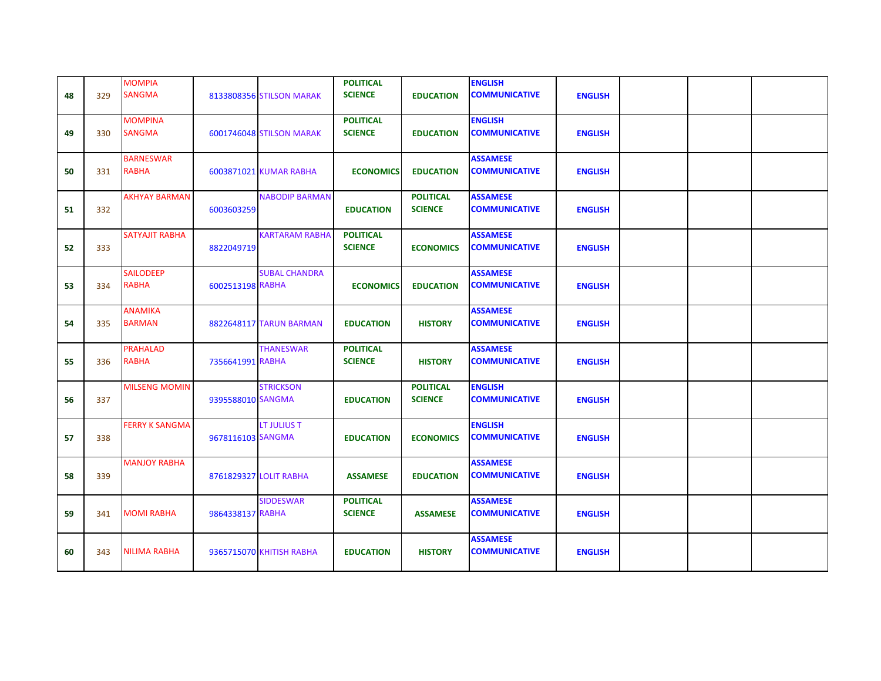| | | | | | | | | | | | |
|---|---|---|---|---|---|---|---|---|---|---|---|
| 48 | 329 | MOMPIA SANGMA | 8133808356 | STILSON MARAK | POLITICAL SCIENCE | EDUCATION | ENGLISH COMMUNICATIVE | ENGLISH | | | |
| 49 | 330 | MOMPINA SANGMA | 6001746048 | STILSON MARAK | POLITICAL SCIENCE | EDUCATION | ENGLISH COMMUNICATIVE | ENGLISH | | | |
| 50 | 331 | BARNESWAR RABHA | 6003871021 | KUMAR RABHA | ECONOMICS | EDUCATION | ASSAMESE COMMUNICATIVE | ENGLISH | | | |
| 51 | 332 | AKHYAY BARMAN | 6003603259 | NABODIP BARMAN | EDUCATION | POLITICAL SCIENCE | ASSAMESE COMMUNICATIVE | ENGLISH | | | |
| 52 | 333 | SATYAJIT RABHA | 8822049719 | KARTARAM RABHA | POLITICAL SCIENCE | ECONOMICS | ASSAMESE COMMUNICATIVE | ENGLISH | | | |
| 53 | 334 | SAILODEEP RABHA | 6002513198 | SUBAL CHANDRA RABHA | ECONOMICS | EDUCATION | ASSAMESE COMMUNICATIVE | ENGLISH | | | |
| 54 | 335 | ANAMIKA BARMAN | 8822648117 | TARUN BARMAN | EDUCATION | HISTORY | ASSAMESE COMMUNICATIVE | ENGLISH | | | |
| 55 | 336 | PRAHALAD RABHA | 7356641991 | THANESWAR RABHA | POLITICAL SCIENCE | HISTORY | ASSAMESE COMMUNICATIVE | ENGLISH | | | |
| 56 | 337 | MILSENG MOMIN | 9395588010 | STRICKSON SANGMA | EDUCATION | POLITICAL SCIENCE | ENGLISH COMMUNICATIVE | ENGLISH | | | |
| 57 | 338 | FERRY K SANGMA | 9678116103 | LT JULIUS T SANGMA | EDUCATION | ECONOMICS | ENGLISH COMMUNICATIVE | ENGLISH | | | |
| 58 | 339 | MANJOY RABHA | 8761829327 | LOLIT RABHA | ASSAMESE | EDUCATION | ASSAMESE COMMUNICATIVE | ENGLISH | | | |
| 59 | 341 | MOMI RABHA | 9864338137 | SIDDESWAR RABHA | POLITICAL SCIENCE | ASSAMESE | ASSAMESE COMMUNICATIVE | ENGLISH | | | |
| 60 | 343 | NILIMA RABHA | 9365715070 | KHITISH RABHA | EDUCATION | HISTORY | ASSAMESE COMMUNICATIVE | ENGLISH | | | |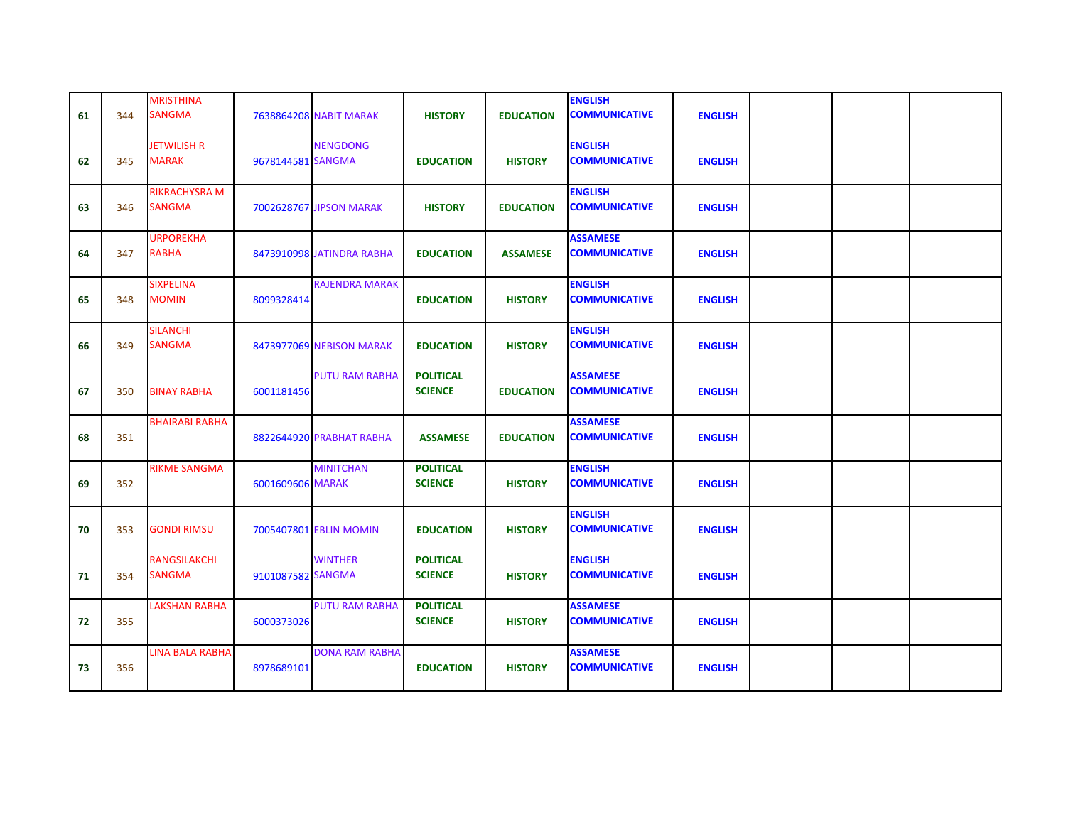| | | | | | | | | | | | |
|---|---|---|---|---|---|---|---|---|---|---|---|
| 61 | 344 | MRISTHINA SANGMA | 7638864208 | NABIT MARAK | HISTORY | EDUCATION | ENGLISH COMMUNICATIVE | ENGLISH | | | |
| 62 | 345 | JETWILISH R MARAK | 9678144581 | NENGDONG SANGMA | EDUCATION | HISTORY | ENGLISH COMMUNICATIVE | ENGLISH | | | |
| 63 | 346 | RIKRACHYSRA M SANGMA | 7002628767 | JIPSON MARAK | HISTORY | EDUCATION | ENGLISH COMMUNICATIVE | ENGLISH | | | |
| 64 | 347 | URPOREKHA RABHA | 8473910998 | JATINDRA RABHA | EDUCATION | ASSAMESE | ASSAMESE COMMUNICATIVE | ENGLISH | | | |
| 65 | 348 | SIXPELINA MOMIN | 8099328414 | RAJENDRA MARAK | EDUCATION | HISTORY | ENGLISH COMMUNICATIVE | ENGLISH | | | |
| 66 | 349 | SILANCHI SANGMA | 8473977069 | NEBISON MARAK | EDUCATION | HISTORY | ENGLISH COMMUNICATIVE | ENGLISH | | | |
| 67 | 350 | BINAY RABHA | 6001181456 | PUTU RAM RABHA | POLITICAL SCIENCE | EDUCATION | ASSAMESE COMMUNICATIVE | ENGLISH | | | |
| 68 | 351 | BHAIRABI RABHA | 8822644920 | PRABHAT RABHA | ASSAMESE | EDUCATION | ASSAMESE COMMUNICATIVE | ENGLISH | | | |
| 69 | 352 | RIKME SANGMA | 6001609606 | MINITCHAN MARAK | POLITICAL SCIENCE | HISTORY | ENGLISH COMMUNICATIVE | ENGLISH | | | |
| 70 | 353 | GONDI RIMSU | 7005407801 | EBLIN MOMIN | EDUCATION | HISTORY | ENGLISH COMMUNICATIVE | ENGLISH | | | |
| 71 | 354 | RANGSILAKCHI SANGMA | 9101087582 | WINTHER SANGMA | POLITICAL SCIENCE | HISTORY | ENGLISH COMMUNICATIVE | ENGLISH | | | |
| 72 | 355 | LAKSHAN RABHA | 6000373026 | PUTU RAM RABHA | POLITICAL SCIENCE | HISTORY | ASSAMESE COMMUNICATIVE | ENGLISH | | | |
| 73 | 356 | LINA BALA RABHA | 8978689101 | DONA RAM RABHA | EDUCATION | HISTORY | ASSAMESE COMMUNICATIVE | ENGLISH | | | |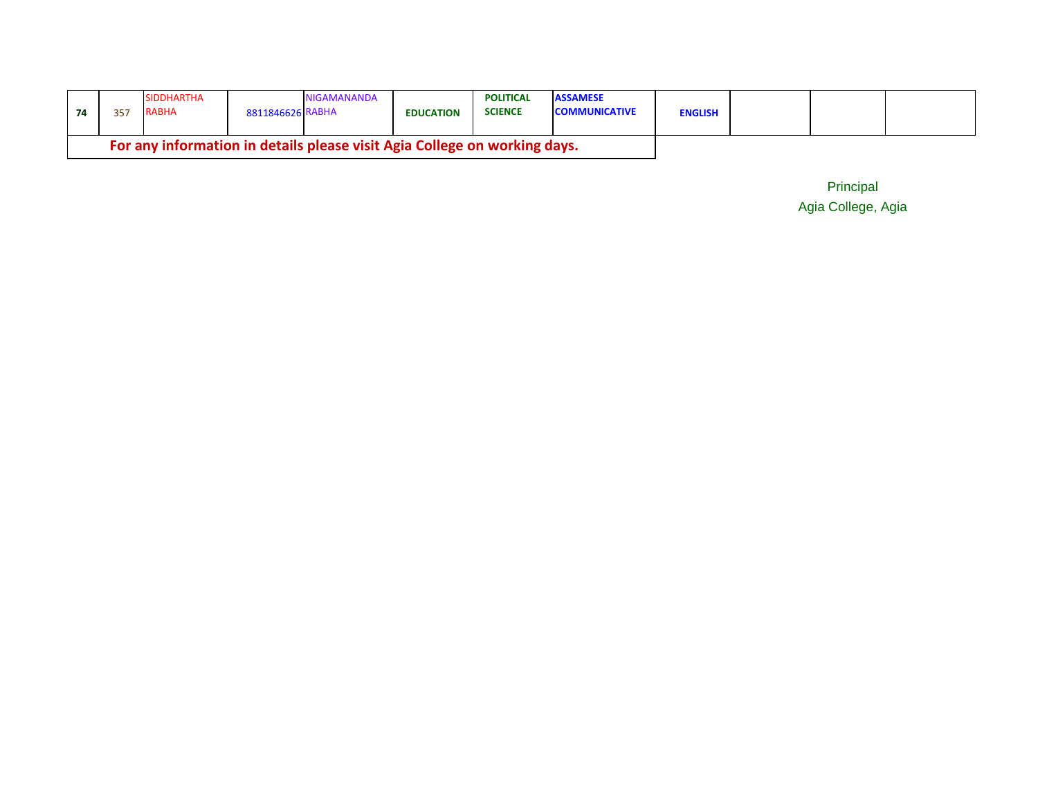| | | | | | | | | | | | |
|---|---|---|---|---|---|---|---|---|---|---|---|
| 74 | 357 | SIDDHARTHA RABHA | 8811846626 | NIGAMANANDA RABHA | EDUCATION | POLITICAL SCIENCE | ASSAMESE COMMUNICATIVE | ENGLISH | | | |

**For any information in details please visit Agia College on working days.**

Principal
Agia College, Agia